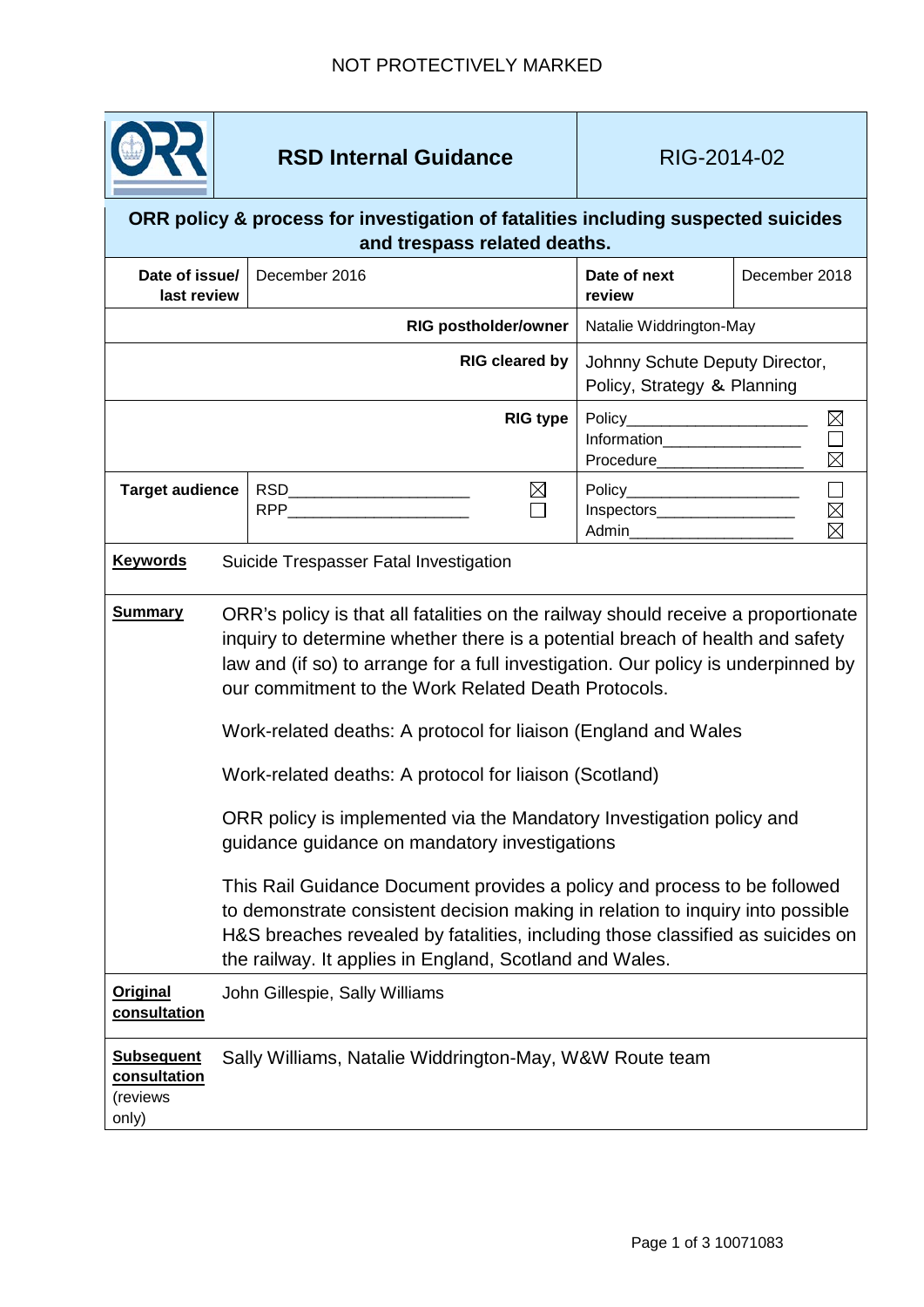NOT PROTECTIVELY MARKED

| | **RSD Internal Guidance** | RIG-2014-02 |
|---|---|---|

**ORR policy & process for investigation of fatalities including suspected suicides and trespass related deaths.**

| **Date of issue/ last review** | December 2016 | **Date of next review** | December 2018 |
|---|---|---|---|
| | **RIG postholder/owner** | Natalie Widdrington-May | |
| | **RIG cleared by** | Johnny Schute Deputy Director, Policy, Strategy & Planning | |
| | **RIG type** | Policy ☒<br>Information ☐<br>Procedure ☒ | |
| **Target audience** | RSD ☒<br>RPP ☐ | Policy ☐<br>Inspectors ☒<br>Admin ☒ | |

**Keywords** Suicide Trespasser Fatal Investigation

**Summary**

ORR's policy is that all fatalities on the railway should receive a proportionate inquiry to determine whether there is a potential breach of health and safety law and (if so) to arrange for a full investigation. Our policy is underpinned by our commitment to the Work Related Death Protocols.

Work-related deaths: A protocol for liaison (England and Wales

Work-related deaths: A protocol for liaison (Scotland)

ORR policy is implemented via the Mandatory Investigation policy and guidance guidance on mandatory investigations

This Rail Guidance Document provides a policy and process to be followed to demonstrate consistent decision making in relation to inquiry into possible H&S breaches revealed by fatalities, including those classified as suicides on the railway. It applies in England, Scotland and Wales.

**Original consultation** John Gillespie, Sally Williams

**Subsequent consultation** (reviews only) Sally Williams, Natalie Widdrington-May, W&W Route team

10071083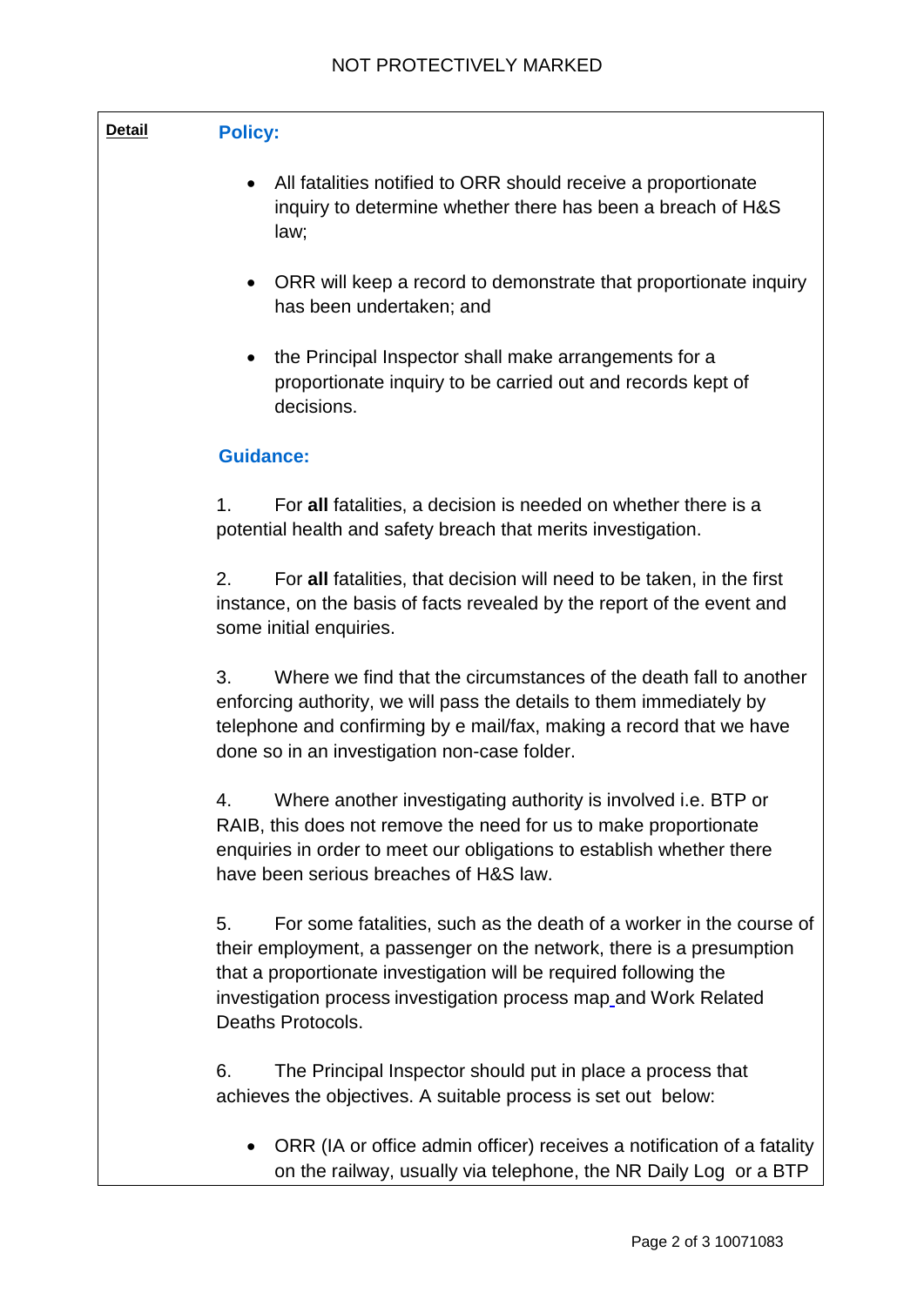NOT PROTECTIVELY MARKED

**Detail**

## Policy:

- All fatalities notified to ORR should receive a proportionate inquiry to determine whether there has been a breach of H&S law;
- ORR will keep a record to demonstrate that proportionate inquiry has been undertaken; and
- the Principal Inspector shall make arrangements for a proportionate inquiry to be carried out and records kept of decisions.

## Guidance:

1. For **all** fatalities, a decision is needed on whether there is a potential health and safety breach that merits investigation.

2. For **all** fatalities, that decision will need to be taken, in the first instance, on the basis of facts revealed by the report of the event and some initial enquiries.

3. Where we find that the circumstances of the death fall to another enforcing authority, we will pass the details to them immediately by telephone and confirming by e mail/fax, making a record that we have done so in an investigation non-case folder.

4. Where another investigating authority is involved i.e. BTP or RAIB, this does not remove the need for us to make proportionate enquiries in order to meet our obligations to establish whether there have been serious breaches of H&S law.

5. For some fatalities, such as the death of a worker in the course of their employment, a passenger on the network, there is a presumption that a proportionate investigation will be required following the investigation process investigation process map and Work Related Deaths Protocols.

6. The Principal Inspector should put in place a process that achieves the objectives. A suitable process is set out below:

- ORR (IA or office admin officer) receives a notification of a fatality on the railway, usually via telephone, the NR Daily Log or a BTP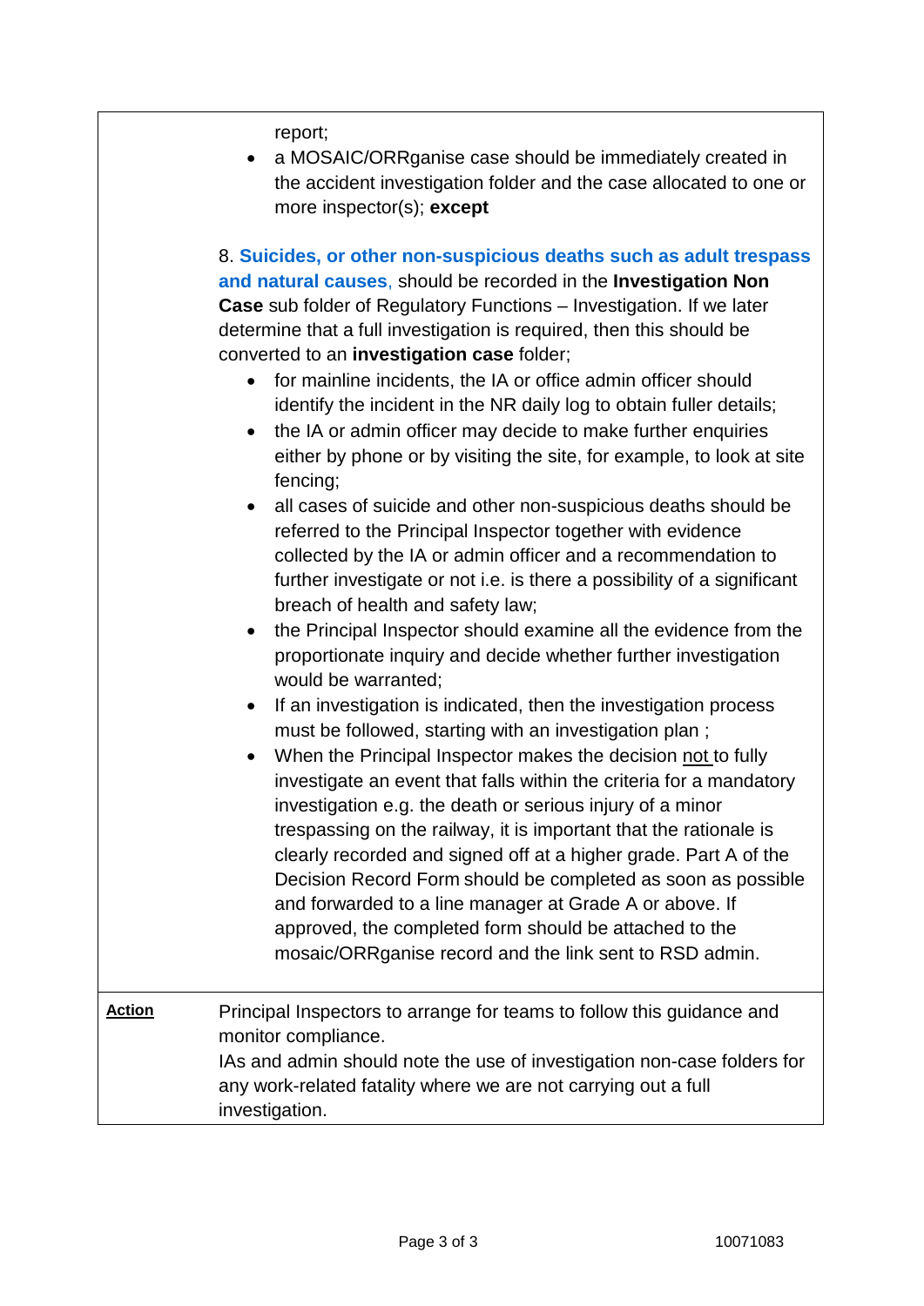|  |  |
|---|---|
|  | report;<br>• a MOSAIC/ORRganise case should be immediately created in the accident investigation folder and the case allocated to one or more inspector(s); **except**<br><br>8. **Suicides, or other non-suspicious deaths such as adult trespass and natural causes**, should be recorded in the **Investigation Non Case** sub folder of Regulatory Functions – Investigation. If we later determine that a full investigation is required, then this should be converted to an **investigation case** folder;<br>• for mainline incidents, the IA or office admin officer should identify the incident in the NR daily log to obtain fuller details;<br>• the IA or admin officer may decide to make further enquiries either by phone or by visiting the site, for example, to look at site fencing;<br>• all cases of suicide and other non-suspicious deaths should be referred to the Principal Inspector together with evidence collected by the IA or admin officer and a recommendation to further investigate or not i.e. is there a possibility of a significant breach of health and safety law;<br>• the Principal Inspector should examine all the evidence from the proportionate inquiry and decide whether further investigation would be warranted;<br>• If an investigation is indicated, then the investigation process must be followed, starting with an investigation plan ;<br>• When the Principal Inspector makes the decision <u>not</u> to fully investigate an event that falls within the criteria for a mandatory investigation e.g. the death or serious injury of a minor trespassing on the railway, it is important that the rationale is clearly recorded and signed off at a higher grade. Part A of the Decision Record Form should be completed as soon as possible and forwarded to a line manager at Grade A or above. If approved, the completed form should be attached to the mosaic/ORRganise record and the link sent to RSD admin. |
| **<u>Action</u>** | Principal Inspectors to arrange for teams to follow this guidance and monitor compliance.<br>IAs and admin should note the use of investigation non-case folders for any work-related fatality where we are not carrying out a full investigation. |

10071083